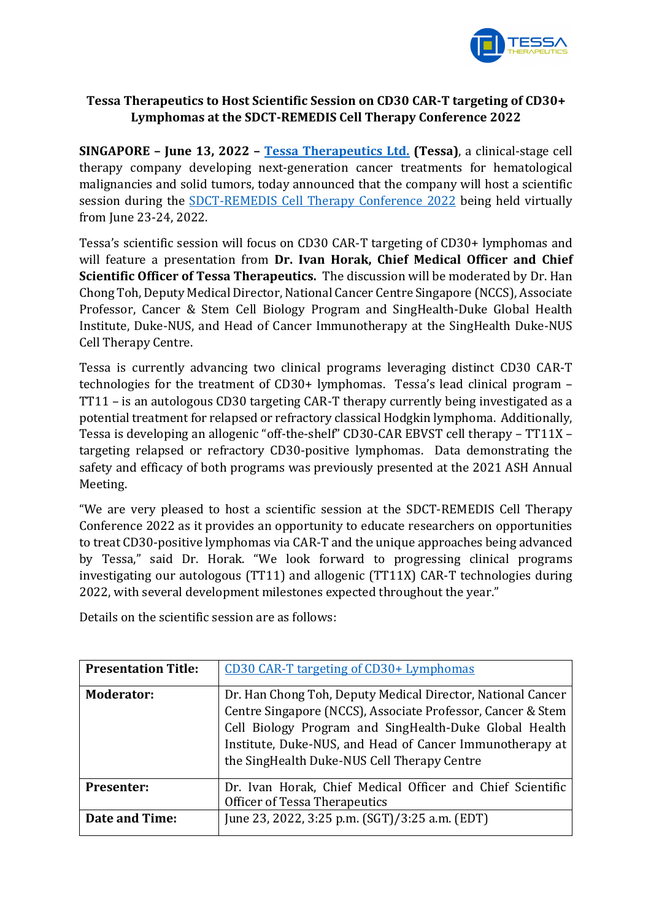# Tessa Therapeutics to Host Scientific Session on CD30 CAR-T targeting of CD30+ Lymphomas at the SDCT-REMEDIS Cell Therapy Conference 2022

**SINGAPORE – June 13, 2022 – [Tessa Therapeutics Ltd.](#) (Tessa)**, a clinical-stage cell therapy company developing next-generation cancer treatments for hematological malignancies and solid tumors, today announced that the company will host a scientific session during the [SDCT-REMEDIS Cell Therapy Conference 2022](#) being held virtually from June 23-24, 2022.

Tessa's scientific session will focus on CD30 CAR-T targeting of CD30+ lymphomas and will feature a presentation from **Dr. Ivan Horak, Chief Medical Officer and Chief Scientific Officer of Tessa Therapeutics.** The discussion will be moderated by Dr. Han Chong Toh, Deputy Medical Director, National Cancer Centre Singapore (NCCS), Associate Professor, Cancer & Stem Cell Biology Program and SingHealth-Duke Global Health Institute, Duke-NUS, and Head of Cancer Immunotherapy at the SingHealth Duke-NUS Cell Therapy Centre.

Tessa is currently advancing two clinical programs leveraging distinct CD30 CAR-T technologies for the treatment of CD30+ lymphomas. Tessa's lead clinical program – TT11 – is an autologous CD30 targeting CAR-T therapy currently being investigated as a potential treatment for relapsed or refractory classical Hodgkin lymphoma. Additionally, Tessa is developing an allogenic "off-the-shelf" CD30-CAR EBVST cell therapy – TT11X – targeting relapsed or refractory CD30-positive lymphomas. Data demonstrating the safety and efficacy of both programs was previously presented at the 2021 ASH Annual Meeting.

"We are very pleased to host a scientific session at the SDCT-REMEDIS Cell Therapy Conference 2022 as it provides an opportunity to educate researchers on opportunities to treat CD30-positive lymphomas via CAR-T and the unique approaches being advanced by Tessa," said Dr. Horak. "We look forward to progressing clinical programs investigating our autologous (TT11) and allogenic (TT11X) CAR-T technologies during 2022, with several development milestones expected throughout the year."

Details on the scientific session are as follows:

| | |
|---|---|
| **Presentation Title:** | [CD30 CAR-T targeting of CD30+ Lymphomas](#) |
| **Moderator:** | Dr. Han Chong Toh, Deputy Medical Director, National Cancer Centre Singapore (NCCS), Associate Professor, Cancer & Stem Cell Biology Program and SingHealth-Duke Global Health Institute, Duke-NUS, and Head of Cancer Immunotherapy at the SingHealth Duke-NUS Cell Therapy Centre |
| **Presenter:** | Dr. Ivan Horak, Chief Medical Officer and Chief Scientific Officer of Tessa Therapeutics |
| **Date and Time:** | June 23, 2022, 3:25 p.m. (SGT)/3:25 a.m. (EDT) |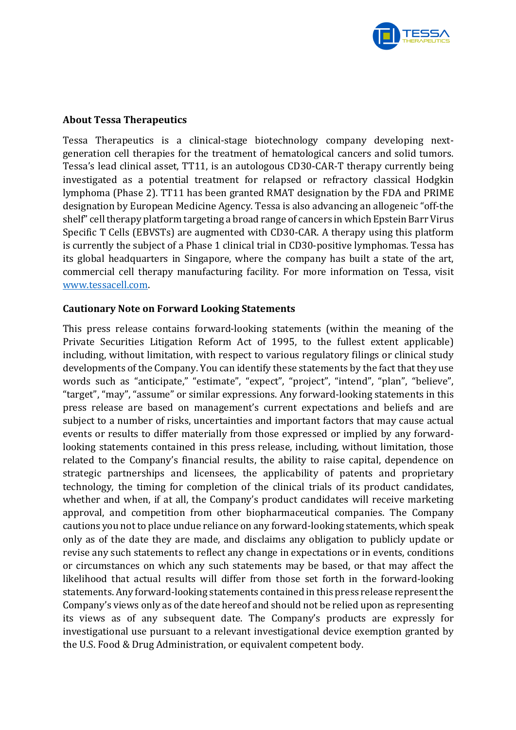**About Tessa Therapeutics**

Tessa Therapeutics is a clinical-stage biotechnology company developing next-generation cell therapies for the treatment of hematological cancers and solid tumors. Tessa's lead clinical asset, TT11, is an autologous CD30-CAR-T therapy currently being investigated as a potential treatment for relapsed or refractory classical Hodgkin lymphoma (Phase 2). TT11 has been granted RMAT designation by the FDA and PRIME designation by European Medicine Agency. Tessa is also advancing an allogeneic "off-the shelf" cell therapy platform targeting a broad range of cancers in which Epstein Barr Virus Specific T Cells (EBVSTs) are augmented with CD30-CAR. A therapy using this platform is currently the subject of a Phase 1 clinical trial in CD30-positive lymphomas. Tessa has its global headquarters in Singapore, where the company has built a state of the art, commercial cell therapy manufacturing facility. For more information on Tessa, visit [www.tessacell.com](www.tessacell.com).

**Cautionary Note on Forward Looking Statements**

This press release contains forward-looking statements (within the meaning of the Private Securities Litigation Reform Act of 1995, to the fullest extent applicable) including, without limitation, with respect to various regulatory filings or clinical study developments of the Company. You can identify these statements by the fact that they use words such as "anticipate," "estimate", "expect", "project", "intend", "plan", "believe", "target", "may", "assume" or similar expressions. Any forward-looking statements in this press release are based on management's current expectations and beliefs and are subject to a number of risks, uncertainties and important factors that may cause actual events or results to differ materially from those expressed or implied by any forward-looking statements contained in this press release, including, without limitation, those related to the Company's financial results, the ability to raise capital, dependence on strategic partnerships and licensees, the applicability of patents and proprietary technology, the timing for completion of the clinical trials of its product candidates, whether and when, if at all, the Company's product candidates will receive marketing approval, and competition from other biopharmaceutical companies. The Company cautions you not to place undue reliance on any forward-looking statements, which speak only as of the date they are made, and disclaims any obligation to publicly update or revise any such statements to reflect any change in expectations or in events, conditions or circumstances on which any such statements may be based, or that may affect the likelihood that actual results will differ from those set forth in the forward-looking statements. Any forward-looking statements contained in this press release represent the Company's views only as of the date hereof and should not be relied upon as representing its views as of any subsequent date. The Company's products are expressly for investigational use pursuant to a relevant investigational device exemption granted by the U.S. Food & Drug Administration, or equivalent competent body.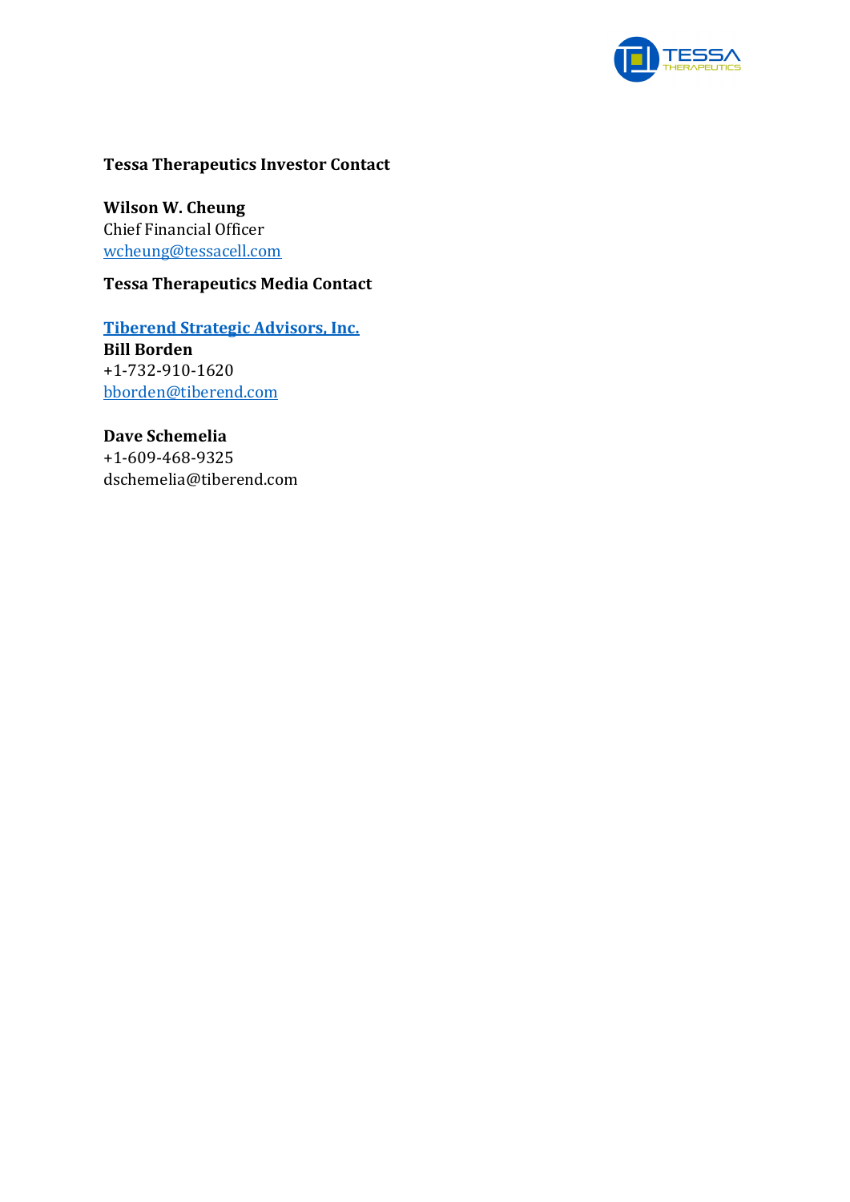**Tessa Therapeutics Investor Contact**

**Wilson W. Cheung**
Chief Financial Officer
wcheung@tessacell.com

**Tessa Therapeutics Media Contact**

**Tiberend Strategic Advisors, Inc.**
**Bill Borden**
+1-732-910-1620
bborden@tiberend.com

**Dave Schemelia**
+1-609-468-9325
dschemelia@tiberend.com